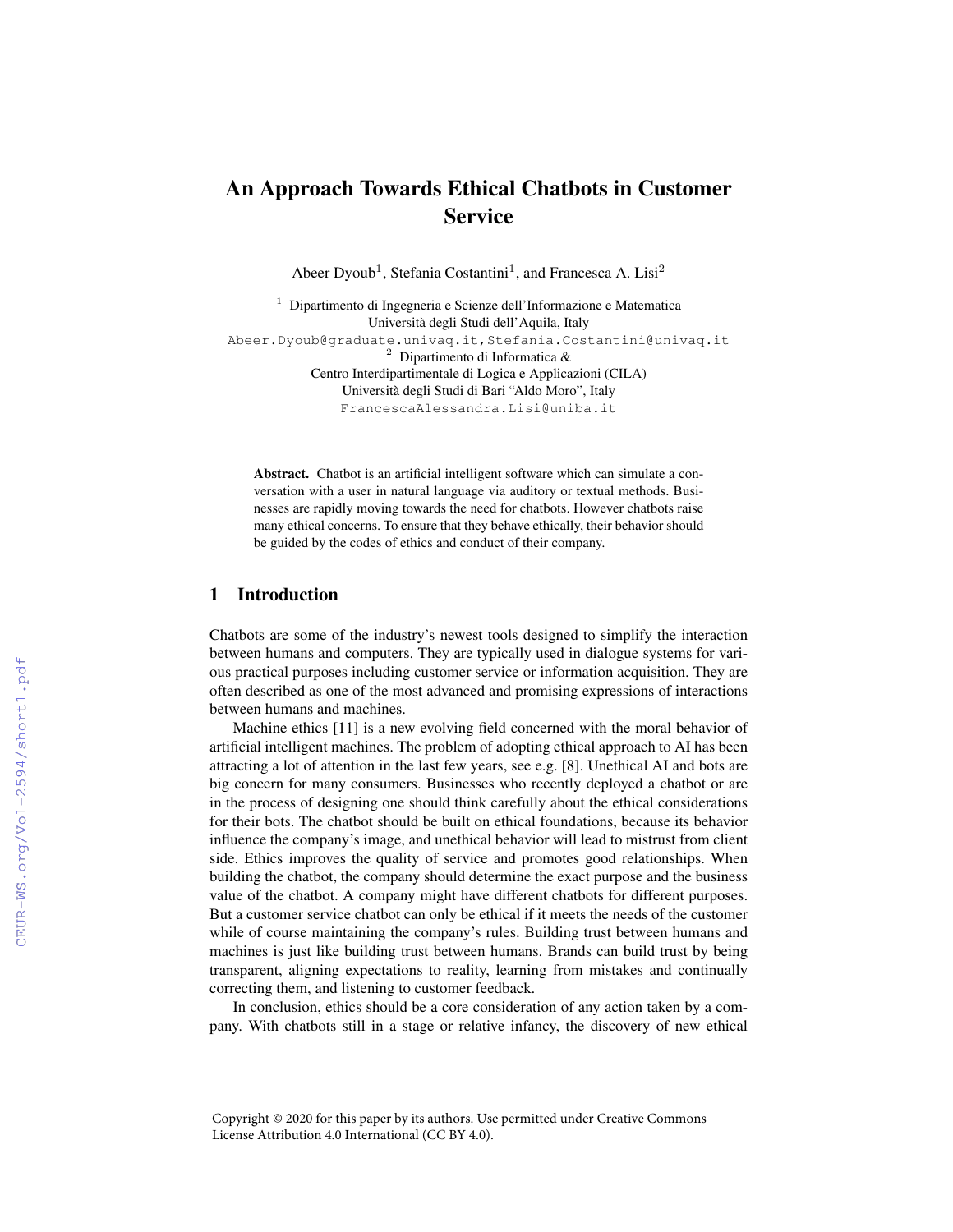# An Approach Towards Ethical Chatbots in Customer Service

Abeer Dyoub[1], Stefania Costantini[1], and Francesca A. Lisi[2]

[1] Dipartimento di Ingegneria e Scienze dell'Informazione e Matematica
Università degli Studi dell'Aquila, Italy
Abeer.Dyoub@graduate.univaq.it, Stefania.Costantini@univaq.it

[2] Dipartimento di Informatica &
Centro Interdipartimentale di Logica e Applicazioni (CILA)
Università degli Studi di Bari "Aldo Moro", Italy
FrancescaAlessandra.Lisi@uniba.it

**Abstract.** Chatbot is an artificial intelligent software which can simulate a conversation with a user in natural language via auditory or textual methods. Businesses are rapidly moving towards the need for chatbots. However chatbots raise many ethical concerns. To ensure that they behave ethically, their behavior should be guided by the codes of ethics and conduct of their company.

## 1 Introduction

Chatbots are some of the industry's newest tools designed to simplify the interaction between humans and computers. They are typically used in dialogue systems for various practical purposes including customer service or information acquisition. They are often described as one of the most advanced and promising expressions of interactions between humans and machines.

Machine ethics [11] is a new evolving field concerned with the moral behavior of artificial intelligent machines. The problem of adopting ethical approach to AI has been attracting a lot of attention in the last few years, see e.g. [8]. Unethical AI and bots are big concern for many consumers. Businesses who recently deployed a chatbot or are in the process of designing one should think carefully about the ethical considerations for their bots. The chatbot should be built on ethical foundations, because its behavior influence the company's image, and unethical behavior will lead to mistrust from client side. Ethics improves the quality of service and promotes good relationships. When building the chatbot, the company should determine the exact purpose and the business value of the chatbot. A company might have different chatbots for different purposes. But a customer service chatbot can only be ethical if it meets the needs of the customer while of course maintaining the company's rules. Building trust between humans and machines is just like building trust between humans. Brands can build trust by being transparent, aligning expectations to reality, learning from mistakes and continually correcting them, and listening to customer feedback.

In conclusion, ethics should be a core consideration of any action taken by a company. With chatbots still in a stage or relative infancy, the discovery of new ethical

Copyright © 2020 for this paper by its authors. Use permitted under Creative Commons License Attribution 4.0 International (CC BY 4.0).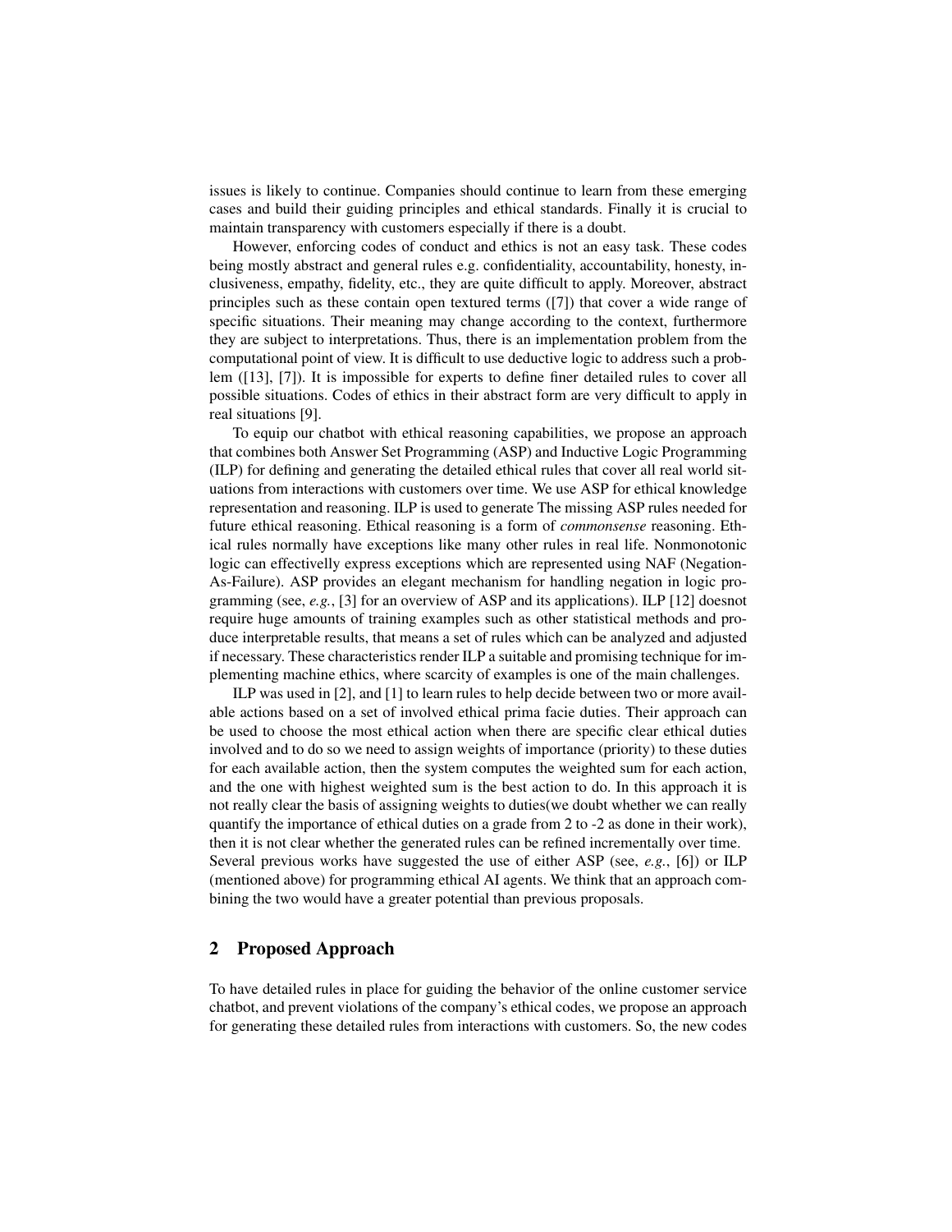issues is likely to continue. Companies should continue to learn from these emerging cases and build their guiding principles and ethical standards. Finally it is crucial to maintain transparency with customers especially if there is a doubt.

However, enforcing codes of conduct and ethics is not an easy task. These codes being mostly abstract and general rules e.g. confidentiality, accountability, honesty, inclusiveness, empathy, fidelity, etc., they are quite difficult to apply. Moreover, abstract principles such as these contain open textured terms ([7]) that cover a wide range of specific situations. Their meaning may change according to the context, furthermore they are subject to interpretations. Thus, there is an implementation problem from the computational point of view. It is difficult to use deductive logic to address such a problem ([13], [7]). It is impossible for experts to define finer detailed rules to cover all possible situations. Codes of ethics in their abstract form are very difficult to apply in real situations [9].

To equip our chatbot with ethical reasoning capabilities, we propose an approach that combines both Answer Set Programming (ASP) and Inductive Logic Programming (ILP) for defining and generating the detailed ethical rules that cover all real world situations from interactions with customers over time. We use ASP for ethical knowledge representation and reasoning. ILP is used to generate The missing ASP rules needed for future ethical reasoning. Ethical reasoning is a form of *commonsense* reasoning. Ethical rules normally have exceptions like many other rules in real life. Nonmonotonic logic can effectivelly express exceptions which are represented using NAF (Negation-As-Failure). ASP provides an elegant mechanism for handling negation in logic programming (see, *e.g.*, [3] for an overview of ASP and its applications). ILP [12] doesnot require huge amounts of training examples such as other statistical methods and produce interpretable results, that means a set of rules which can be analyzed and adjusted if necessary. These characteristics render ILP a suitable and promising technique for implementing machine ethics, where scarcity of examples is one of the main challenges.

ILP was used in [2], and [1] to learn rules to help decide between two or more available actions based on a set of involved ethical prima facie duties. Their approach can be used to choose the most ethical action when there are specific clear ethical duties involved and to do so we need to assign weights of importance (priority) to these duties for each available action, then the system computes the weighted sum for each action, and the one with highest weighted sum is the best action to do. In this approach it is not really clear the basis of assigning weights to duties(we doubt whether we can really quantify the importance of ethical duties on a grade from 2 to -2 as done in their work), then it is not clear whether the generated rules can be refined incrementally over time. Several previous works have suggested the use of either ASP (see, *e.g.*, [6]) or ILP (mentioned above) for programming ethical AI agents. We think that an approach combining the two would have a greater potential than previous proposals.

## 2 Proposed Approach

To have detailed rules in place for guiding the behavior of the online customer service chatbot, and prevent violations of the company's ethical codes, we propose an approach for generating these detailed rules from interactions with customers. So, the new codes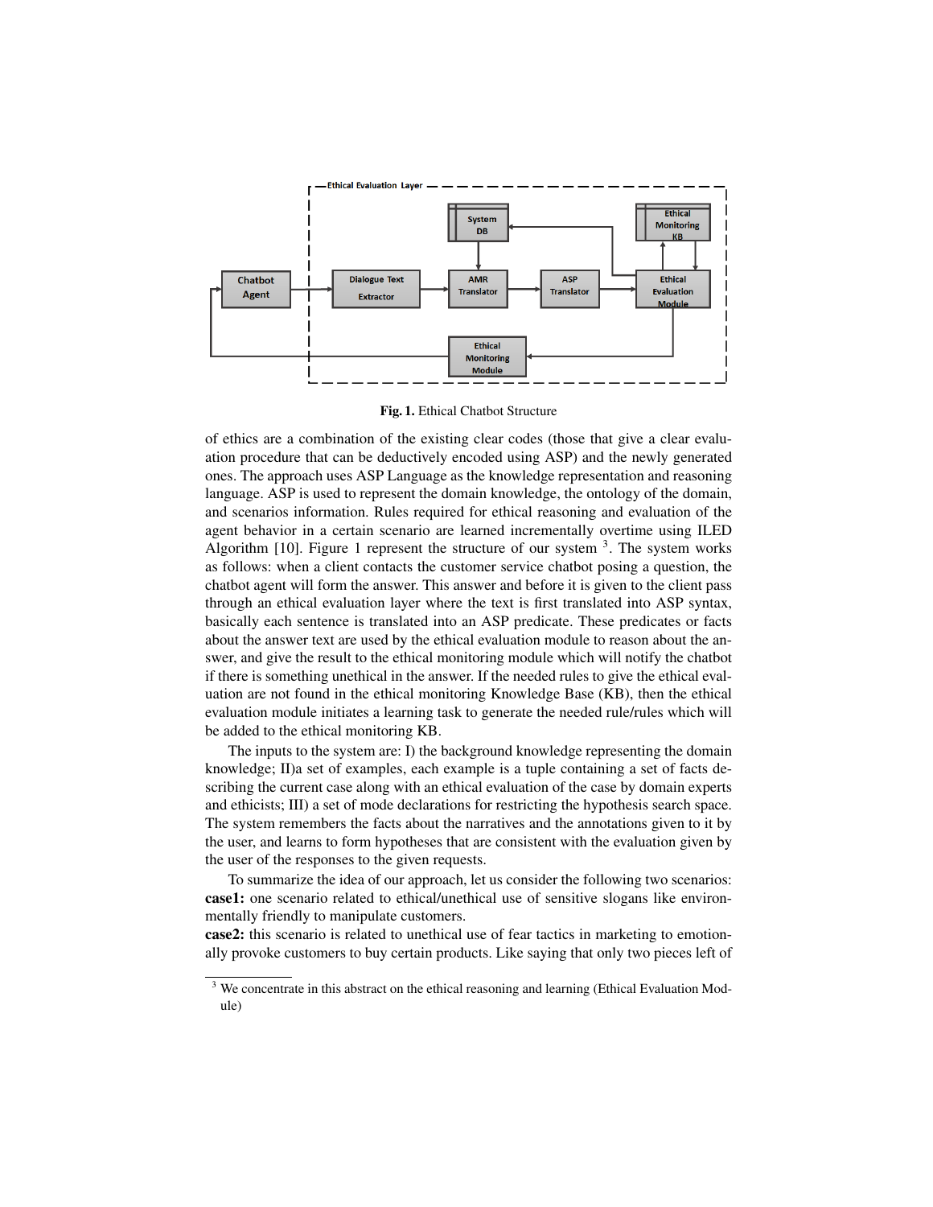Fig. 1. Ethical Chatbot Structure

of ethics are a combination of the existing clear codes (those that give a clear evaluation procedure that can be deductively encoded using ASP) and the newly generated ones. The approach uses ASP Language as the knowledge representation and reasoning language. ASP is used to represent the domain knowledge, the ontology of the domain, and scenarios information. Rules required for ethical reasoning and evaluation of the agent behavior in a certain scenario are learned incrementally overtime using ILED Algorithm [10]. Figure 1 represent the structure of our system [3]. The system works as follows: when a client contacts the customer service chatbot posing a question, the chatbot agent will form the answer. This answer and before it is given to the client pass through an ethical evaluation layer where the text is first translated into ASP syntax, basically each sentence is translated into an ASP predicate. These predicates or facts about the answer text are used by the ethical evaluation module to reason about the answer, and give the result to the ethical monitoring module which will notify the chatbot if there is something unethical in the answer. If the needed rules to give the ethical evaluation are not found in the ethical monitoring Knowledge Base (KB), then the ethical evaluation module initiates a learning task to generate the needed rule/rules which will be added to the ethical monitoring KB.

The inputs to the system are: I) the background knowledge representing the domain knowledge; II)a set of examples, each example is a tuple containing a set of facts describing the current case along with an ethical evaluation of the case by domain experts and ethicists; III) a set of mode declarations for restricting the hypothesis search space. The system remembers the facts about the narratives and the annotations given to it by the user, and learns to form hypotheses that are consistent with the evaluation given by the user of the responses to the given requests.

To summarize the idea of our approach, let us consider the following two scenarios:
**case1:** one scenario related to ethical/unethical use of sensitive slogans like environmentally friendly to manipulate customers.
**case2:** this scenario is related to unethical use of fear tactics in marketing to emotionally provoke customers to buy certain products. Like saying that only two pieces left of

[3] We concentrate in this abstract on the ethical reasoning and learning (Ethical Evaluation Module)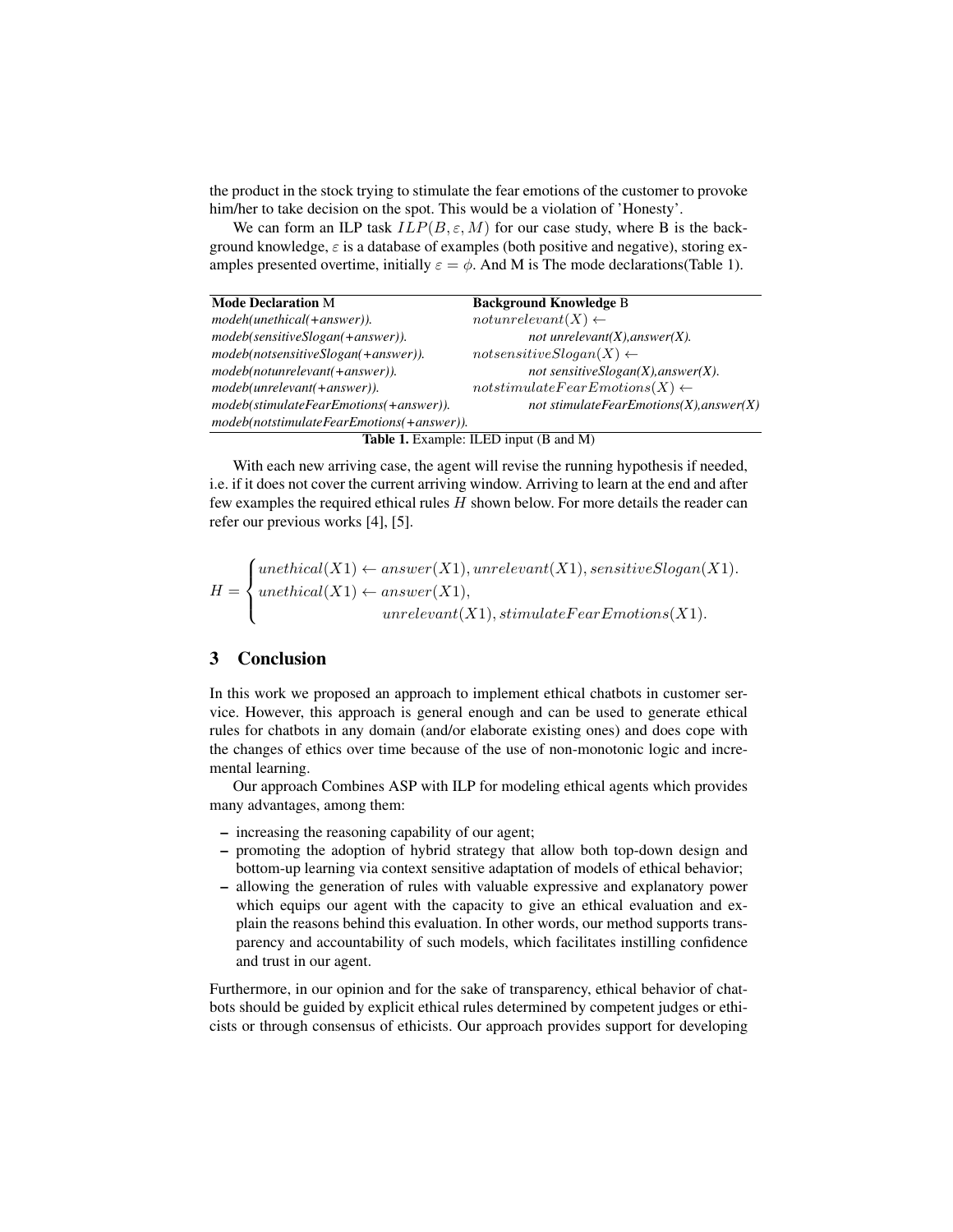the product in the stock trying to stimulate the fear emotions of the customer to provoke him/her to take decision on the spot. This would be a violation of 'Honesty'.

We can form an ILP task $ILP(B, \varepsilon, M)$ for our case study, where B is the background knowledge, $\varepsilon$ is a database of examples (both positive and negative), storing examples presented overtime, initially $\varepsilon = \phi$. And M is The mode declarations(Table 1).

| **Mode Declaration** M | **Background Knowledge** B |
|---|---|
| *modeh(unethical(+answer)).* | $notunrelevant(X) \leftarrow$ |
| *modeb(sensitiveSlogan(+answer)).* | *not unrelevant(X),answer(X).* |
| *modeb(notsensitiveSlogan(+answer)).* | $notsensitiveSlogan(X) \leftarrow$ |
| *modeb(notunrelevant(+answer)).* | *not sensitiveSlogan(X),answer(X).* |
| *modeb(unrelevant(+answer)).* | $notstimulateFearEmotions(X) \leftarrow$ |
| *modeb(stimulateFearEmotions(+answer)).* | *not stimulateFearEmotions(X),answer(X)* |
| *modeb(notstimulateFearEmotions(+answer)).* | |

**Table 1.** Example: ILED input (B and M)

With each new arriving case, the agent will revise the running hypothesis if needed, i.e. if it does not cover the current arriving window. Arriving to learn at the end and after few examples the required ethical rules $H$ shown below. For more details the reader can refer our previous works [4], [5].

$$H = \begin{cases} unethical(X1) \leftarrow answer(X1), unrelevant(X1), sensitiveSlogan(X1). \\ unethical(X1) \leftarrow answer(X1), \\ \qquad\qquad unrelevant(X1), stimulateFearEmotions(X1). \end{cases}$$

## 3 Conclusion

In this work we proposed an approach to implement ethical chatbots in customer service. However, this approach is general enough and can be used to generate ethical rules for chatbots in any domain (and/or elaborate existing ones) and does cope with the changes of ethics over time because of the use of non-monotonic logic and incremental learning.

Our approach Combines ASP with ILP for modeling ethical agents which provides many advantages, among them:

- increasing the reasoning capability of our agent;
- promoting the adoption of hybrid strategy that allow both top-down design and bottom-up learning via context sensitive adaptation of models of ethical behavior;
- allowing the generation of rules with valuable expressive and explanatory power which equips our agent with the capacity to give an ethical evaluation and explain the reasons behind this evaluation. In other words, our method supports transparency and accountability of such models, which facilitates instilling confidence and trust in our agent.

Furthermore, in our opinion and for the sake of transparency, ethical behavior of chatbots should be guided by explicit ethical rules determined by competent judges or ethicists or through consensus of ethicists. Our approach provides support for developing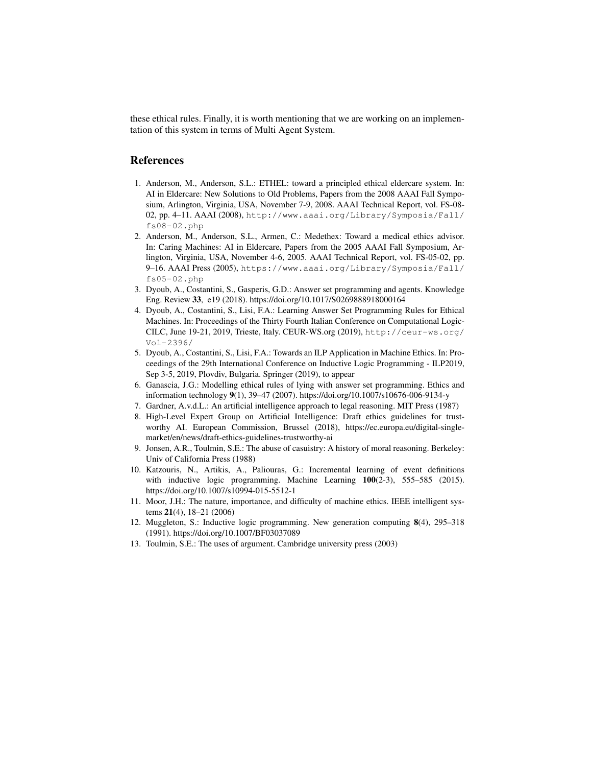these ethical rules. Finally, it is worth mentioning that we are working on an implementation of this system in terms of Multi Agent System.

## References

1. Anderson, M., Anderson, S.L.: ETHEL: toward a principled ethical eldercare system. In: AI in Eldercare: New Solutions to Old Problems, Papers from the 2008 AAAI Fall Symposium, Arlington, Virginia, USA, November 7-9, 2008. AAAI Technical Report, vol. FS-08-02, pp. 4–11. AAAI (2008), http://www.aaai.org/Library/Symposia/Fall/fs08-02.php
2. Anderson, M., Anderson, S.L., Armen, C.: Medethex: Toward a medical ethics advisor. In: Caring Machines: AI in Eldercare, Papers from the 2005 AAAI Fall Symposium, Arlington, Virginia, USA, November 4-6, 2005. AAAI Technical Report, vol. FS-05-02, pp. 9–16. AAAI Press (2005), https://www.aaai.org/Library/Symposia/Fall/fs05-02.php
3. Dyoub, A., Costantini, S., Gasperis, G.D.: Answer set programming and agents. Knowledge Eng. Review **33**, e19 (2018). https://doi.org/10.1017/S0269888918000164
4. Dyoub, A., Costantini, S., Lisi, F.A.: Learning Answer Set Programming Rules for Ethical Machines. In: Proceedings of the Thirty Fourth Italian Conference on Computational Logic-CILC, June 19-21, 2019, Trieste, Italy. CEUR-WS.org (2019), http://ceur-ws.org/Vol-2396/
5. Dyoub, A., Costantini, S., Lisi, F.A.: Towards an ILP Application in Machine Ethics. In: Proceedings of the 29th International Conference on Inductive Logic Programming - ILP2019, Sep 3-5, 2019, Plovdiv, Bulgaria. Springer (2019), to appear
6. Ganascia, J.G.: Modelling ethical rules of lying with answer set programming. Ethics and information technology **9**(1), 39–47 (2007). https://doi.org/10.1007/s10676-006-9134-y
7. Gardner, A.v.d.L.: An artificial intelligence approach to legal reasoning. MIT Press (1987)
8. High-Level Expert Group on Artificial Intelligence: Draft ethics guidelines for trustworthy AI. European Commission, Brussel (2018), https://ec.europa.eu/digital-single-market/en/news/draft-ethics-guidelines-trustworthy-ai
9. Jonsen, A.R., Toulmin, S.E.: The abuse of casuistry: A history of moral reasoning. Berkeley: Univ of California Press (1988)
10. Katzouris, N., Artikis, A., Paliouras, G.: Incremental learning of event definitions with inductive logic programming. Machine Learning **100**(2-3), 555–585 (2015). https://doi.org/10.1007/s10994-015-5512-1
11. Moor, J.H.: The nature, importance, and difficulty of machine ethics. IEEE intelligent systems **21**(4), 18–21 (2006)
12. Muggleton, S.: Inductive logic programming. New generation computing **8**(4), 295–318 (1991). https://doi.org/10.1007/BF03037089
13. Toulmin, S.E.: The uses of argument. Cambridge university press (2003)